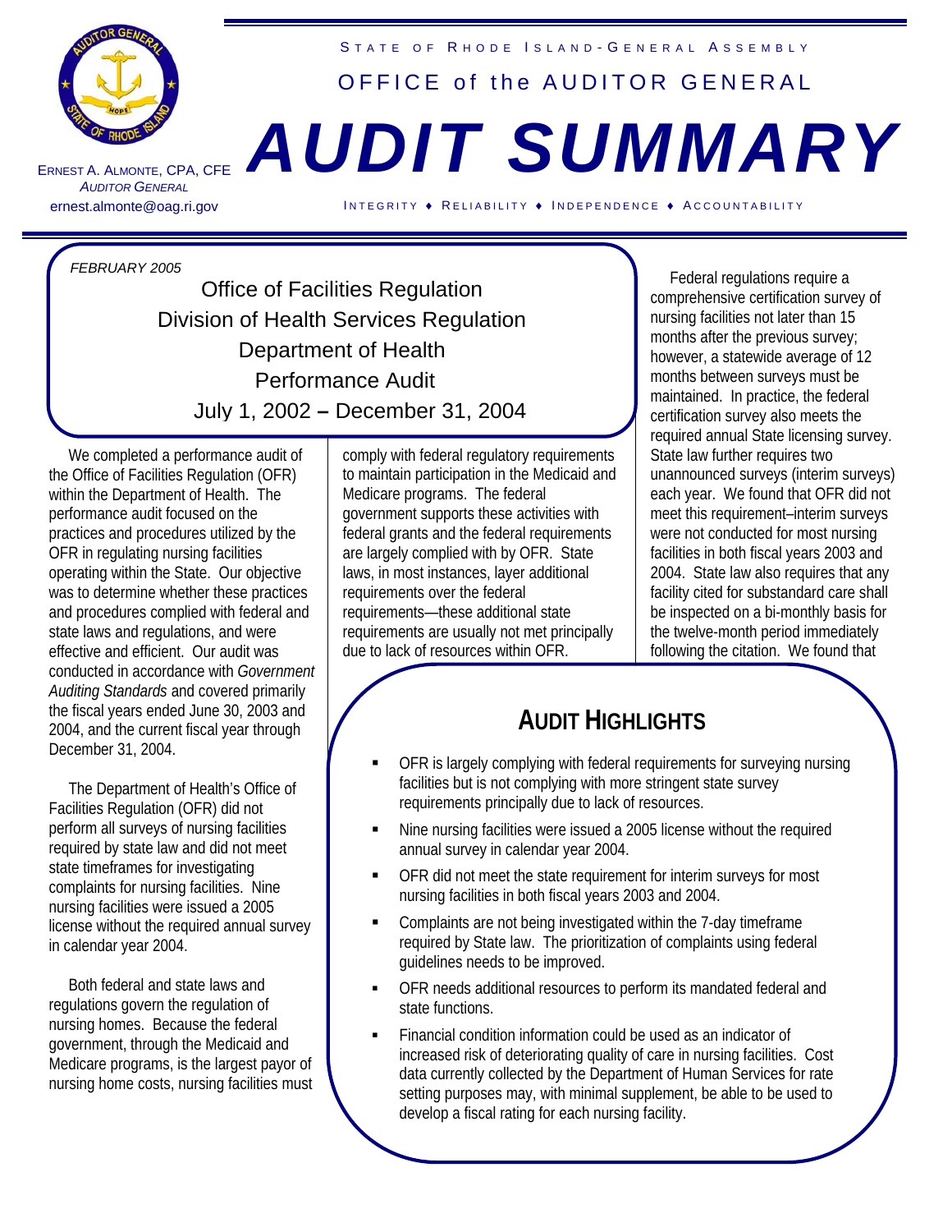STATE OF RHODE ISLAND - GENERAL ASSEMBLY

OFFICE of the AUDITOR GENERAL

# AUDIT SUMMARY

ERNEST A. ALMONTE, CPA, CFE
*AUDITOR GENERAL*
ernest.almonte@oag.ri.gov

INTEGRITY ♦ RELIABILITY ♦ INDEPENDENCE ♦ ACCOUNTABILITY

*FEBRUARY 2005*

## Office of Facilities Regulation
## Division of Health Services Regulation
## Department of Health
## Performance Audit
## July 1, 2002 – December 31, 2004

We completed a performance audit of the Office of Facilities Regulation (OFR) within the Department of Health. The performance audit focused on the practices and procedures utilized by the OFR in regulating nursing facilities operating within the State. Our objective was to determine whether these practices and procedures complied with federal and state laws and regulations, and were effective and efficient. Our audit was conducted in accordance with *Government Auditing Standards* and covered primarily the fiscal years ended June 30, 2003 and 2004, and the current fiscal year through December 31, 2004.

The Department of Health's Office of Facilities Regulation (OFR) did not perform all surveys of nursing facilities required by state law and did not meet state timeframes for investigating complaints for nursing facilities. Nine nursing facilities were issued a 2005 license without the required annual survey in calendar year 2004.

Both federal and state laws and regulations govern the regulation of nursing homes. Because the federal government, through the Medicaid and Medicare programs, is the largest payor of nursing home costs, nursing facilities must comply with federal regulatory requirements to maintain participation in the Medicaid and Medicare programs. The federal government supports these activities with federal grants and the federal requirements are largely complied with by OFR. State laws, in most instances, layer additional requirements over the federal requirements—these additional state requirements are usually not met principally due to lack of resources within OFR.

Federal regulations require a comprehensive certification survey of nursing facilities not later than 15 months after the previous survey; however, a statewide average of 12 months between surveys must be maintained. In practice, the federal certification survey also meets the required annual State licensing survey. State law further requires two unannounced surveys (interim surveys) each year. We found that OFR did not meet this requirement–interim surveys were not conducted for most nursing facilities in both fiscal years 2003 and 2004. State law also requires that any facility cited for substandard care shall be inspected on a bi-monthly basis for the twelve-month period immediately following the citation. We found that

## AUDIT HIGHLIGHTS

- OFR is largely complying with federal requirements for surveying nursing facilities but is not complying with more stringent state survey requirements principally due to lack of resources.
- Nine nursing facilities were issued a 2005 license without the required annual survey in calendar year 2004.
- OFR did not meet the state requirement for interim surveys for most nursing facilities in both fiscal years 2003 and 2004.
- Complaints are not being investigated within the 7-day timeframe required by State law. The prioritization of complaints using federal guidelines needs to be improved.
- OFR needs additional resources to perform its mandated federal and state functions.
- Financial condition information could be used as an indicator of increased risk of deteriorating quality of care in nursing facilities. Cost data currently collected by the Department of Human Services for rate setting purposes may, with minimal supplement, be able to be used to develop a fiscal rating for each nursing facility.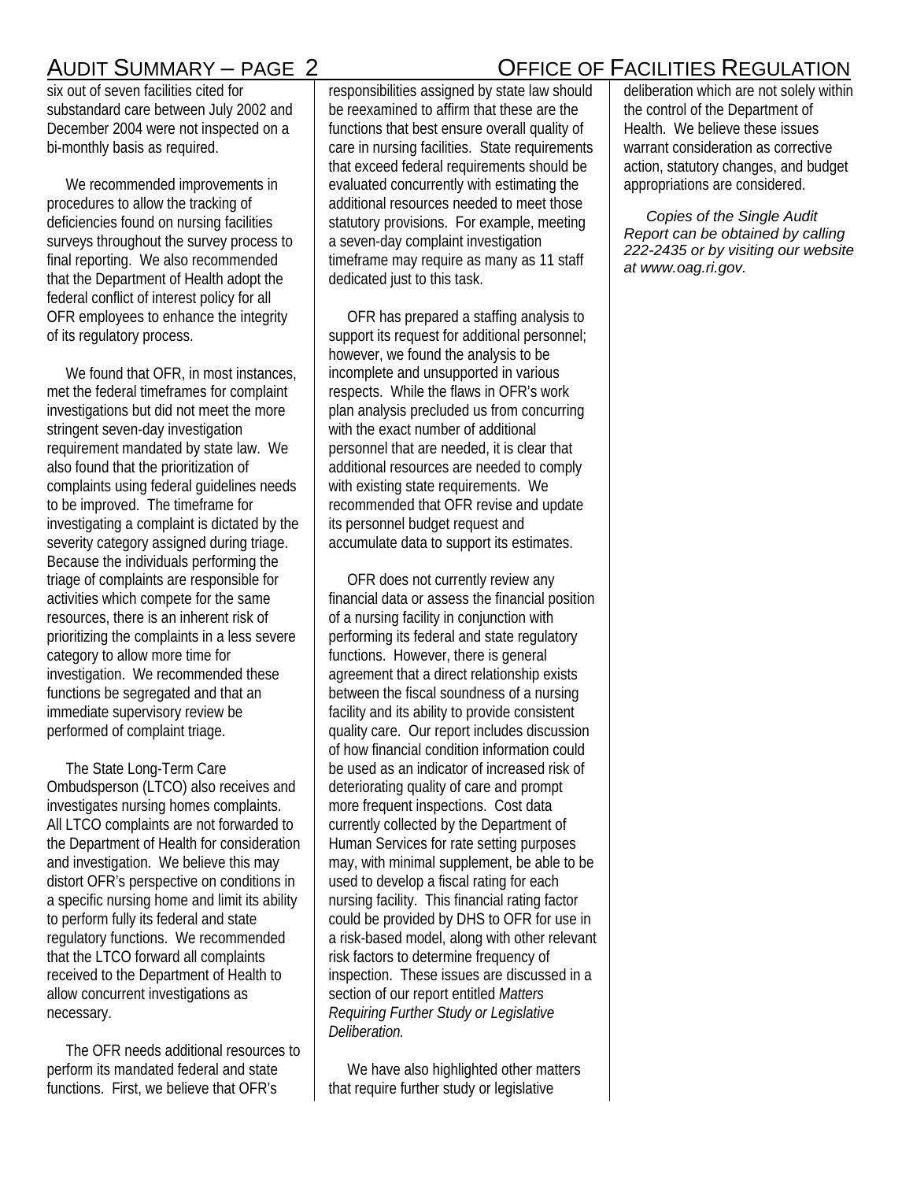six out of seven facilities cited for substandard care between July 2002 and December 2004 were not inspected on a bi-monthly basis as required.

We recommended improvements in procedures to allow the tracking of deficiencies found on nursing facilities surveys throughout the survey process to final reporting. We also recommended that the Department of Health adopt the federal conflict of interest policy for all OFR employees to enhance the integrity of its regulatory process.

We found that OFR, in most instances, met the federal timeframes for complaint investigations but did not meet the more stringent seven-day investigation requirement mandated by state law. We also found that the prioritization of complaints using federal guidelines needs to be improved. The timeframe for investigating a complaint is dictated by the severity category assigned during triage. Because the individuals performing the triage of complaints are responsible for activities which compete for the same resources, there is an inherent risk of prioritizing the complaints in a less severe category to allow more time for investigation. We recommended these functions be segregated and that an immediate supervisory review be performed of complaint triage.

The State Long-Term Care Ombudsperson (LTCO) also receives and investigates nursing homes complaints. All LTCO complaints are not forwarded to the Department of Health for consideration and investigation. We believe this may distort OFR's perspective on conditions in a specific nursing home and limit its ability to perform fully its federal and state regulatory functions. We recommended that the LTCO forward all complaints received to the Department of Health to allow concurrent investigations as necessary.

The OFR needs additional resources to perform its mandated federal and state functions. First, we believe that OFR's responsibilities assigned by state law should be reexamined to affirm that these are the functions that best ensure overall quality of care in nursing facilities. State requirements that exceed federal requirements should be evaluated concurrently with estimating the additional resources needed to meet those statutory provisions. For example, meeting a seven-day complaint investigation timeframe may require as many as 11 staff dedicated just to this task.

OFR has prepared a staffing analysis to support its request for additional personnel; however, we found the analysis to be incomplete and unsupported in various respects. While the flaws in OFR's work plan analysis precluded us from concurring with the exact number of additional personnel that are needed, it is clear that additional resources are needed to comply with existing state requirements. We recommended that OFR revise and update its personnel budget request and accumulate data to support its estimates.

OFR does not currently review any financial data or assess the financial position of a nursing facility in conjunction with performing its federal and state regulatory functions. However, there is general agreement that a direct relationship exists between the fiscal soundness of a nursing facility and its ability to provide consistent quality care. Our report includes discussion of how financial condition information could be used as an indicator of increased risk of deteriorating quality of care and prompt more frequent inspections. Cost data currently collected by the Department of Human Services for rate setting purposes may, with minimal supplement, be able to be used to develop a fiscal rating for each nursing facility. This financial rating factor could be provided by DHS to OFR for use in a risk-based model, along with other relevant risk factors to determine frequency of inspection. These issues are discussed in a section of our report entitled *Matters Requiring Further Study or Legislative Deliberation.*

We have also highlighted other matters that require further study or legislative deliberation which are not solely within the control of the Department of Health. We believe these issues warrant consideration as corrective action, statutory changes, and budget appropriations are considered.

*Copies of the Single Audit Report can be obtained by calling 222-2435 or by visiting our website at www.oag.ri.gov.*